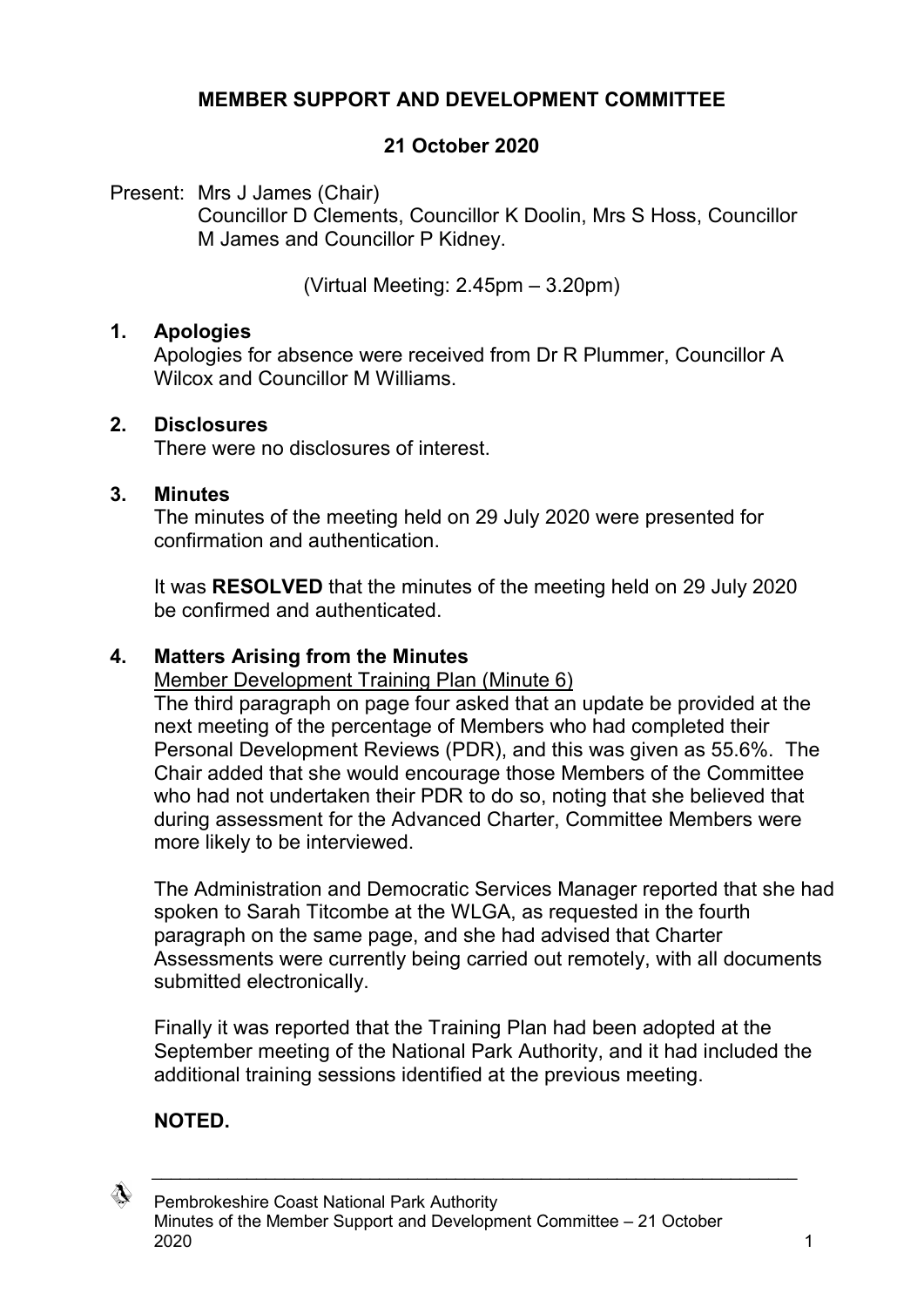# MEMBER SUPPORT AND DEVELOPMENT COMMITTEE

## 21 October 2020

Present: Mrs J James (Chair)
Councillor D Clements, Councillor K Doolin, Mrs S Hoss, Councillor M James and Councillor P Kidney.

(Virtual Meeting: 2.45pm – 3.20pm)

### 1. Apologies

Apologies for absence were received from Dr R Plummer, Councillor A Wilcox and Councillor M Williams.

### 2. Disclosures

There were no disclosures of interest.

### 3. Minutes

The minutes of the meeting held on 29 July 2020 were presented for confirmation and authentication.

It was **RESOLVED** that the minutes of the meeting held on 29 July 2020 be confirmed and authenticated.

### 4. Matters Arising from the Minutes

Member Development Training Plan (Minute 6)

The third paragraph on page four asked that an update be provided at the next meeting of the percentage of Members who had completed their Personal Development Reviews (PDR), and this was given as 55.6%. The Chair added that she would encourage those Members of the Committee who had not undertaken their PDR to do so, noting that she believed that during assessment for the Advanced Charter, Committee Members were more likely to be interviewed.

The Administration and Democratic Services Manager reported that she had spoken to Sarah Titcombe at the WLGA, as requested in the fourth paragraph on the same page, and she had advised that Charter Assessments were currently being carried out remotely, with all documents submitted electronically.

Finally it was reported that the Training Plan had been adopted at the September meeting of the National Park Authority, and it had included the additional training sessions identified at the previous meeting.

**NOTED.**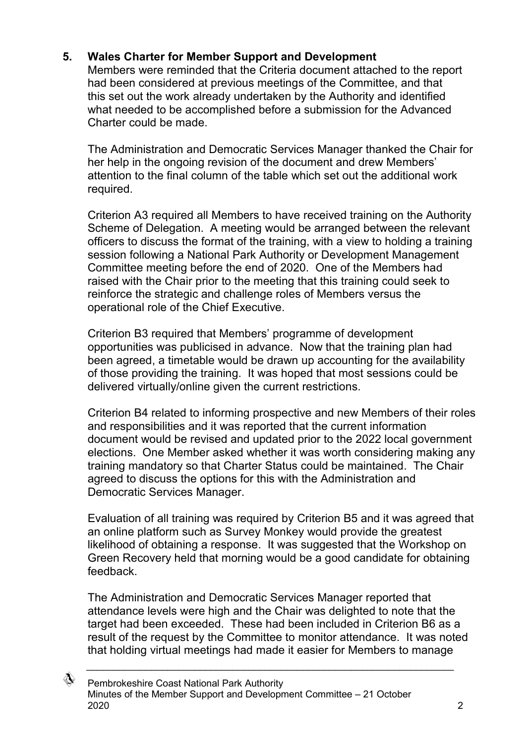## 5. Wales Charter for Member Support and Development

Members were reminded that the Criteria document attached to the report had been considered at previous meetings of the Committee, and that this set out the work already undertaken by the Authority and identified what needed to be accomplished before a submission for the Advanced Charter could be made.

The Administration and Democratic Services Manager thanked the Chair for her help in the ongoing revision of the document and drew Members' attention to the final column of the table which set out the additional work required.

Criterion A3 required all Members to have received training on the Authority Scheme of Delegation. A meeting would be arranged between the relevant officers to discuss the format of the training, with a view to holding a training session following a National Park Authority or Development Management Committee meeting before the end of 2020. One of the Members had raised with the Chair prior to the meeting that this training could seek to reinforce the strategic and challenge roles of Members versus the operational role of the Chief Executive.

Criterion B3 required that Members' programme of development opportunities was publicised in advance. Now that the training plan had been agreed, a timetable would be drawn up accounting for the availability of those providing the training. It was hoped that most sessions could be delivered virtually/online given the current restrictions.

Criterion B4 related to informing prospective and new Members of their roles and responsibilities and it was reported that the current information document would be revised and updated prior to the 2022 local government elections. One Member asked whether it was worth considering making any training mandatory so that Charter Status could be maintained. The Chair agreed to discuss the options for this with the Administration and Democratic Services Manager.

Evaluation of all training was required by Criterion B5 and it was agreed that an online platform such as Survey Monkey would provide the greatest likelihood of obtaining a response. It was suggested that the Workshop on Green Recovery held that morning would be a good candidate for obtaining feedback.

The Administration and Democratic Services Manager reported that attendance levels were high and the Chair was delighted to note that the target had been exceeded. These had been included in Criterion B6 as a result of the request by the Committee to monitor attendance. It was noted that holding virtual meetings had made it easier for Members to manage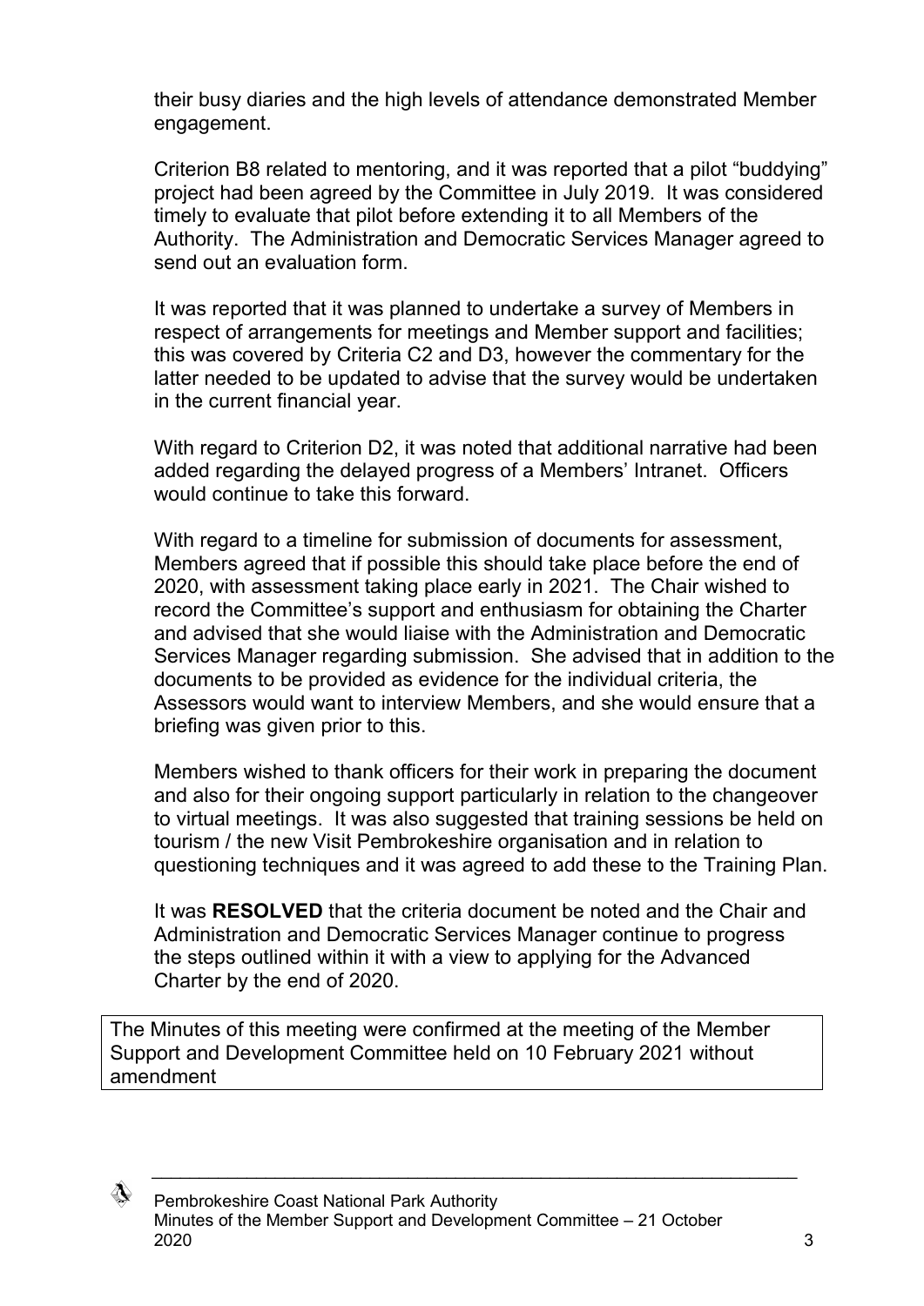their busy diaries and the high levels of attendance demonstrated Member engagement.

Criterion B8 related to mentoring, and it was reported that a pilot "buddying" project had been agreed by the Committee in July 2019. It was considered timely to evaluate that pilot before extending it to all Members of the Authority. The Administration and Democratic Services Manager agreed to send out an evaluation form.

It was reported that it was planned to undertake a survey of Members in respect of arrangements for meetings and Member support and facilities; this was covered by Criteria C2 and D3, however the commentary for the latter needed to be updated to advise that the survey would be undertaken in the current financial year.

With regard to Criterion D2, it was noted that additional narrative had been added regarding the delayed progress of a Members' Intranet. Officers would continue to take this forward.

With regard to a timeline for submission of documents for assessment, Members agreed that if possible this should take place before the end of 2020, with assessment taking place early in 2021. The Chair wished to record the Committee's support and enthusiasm for obtaining the Charter and advised that she would liaise with the Administration and Democratic Services Manager regarding submission. She advised that in addition to the documents to be provided as evidence for the individual criteria, the Assessors would want to interview Members, and she would ensure that a briefing was given prior to this.

Members wished to thank officers for their work in preparing the document and also for their ongoing support particularly in relation to the changeover to virtual meetings. It was also suggested that training sessions be held on tourism / the new Visit Pembrokeshire organisation and in relation to questioning techniques and it was agreed to add these to the Training Plan.

It was **RESOLVED** that the criteria document be noted and the Chair and Administration and Democratic Services Manager continue to progress the steps outlined within it with a view to applying for the Advanced Charter by the end of 2020.

The Minutes of this meeting were confirmed at the meeting of the Member Support and Development Committee held on 10 February 2021 without amendment